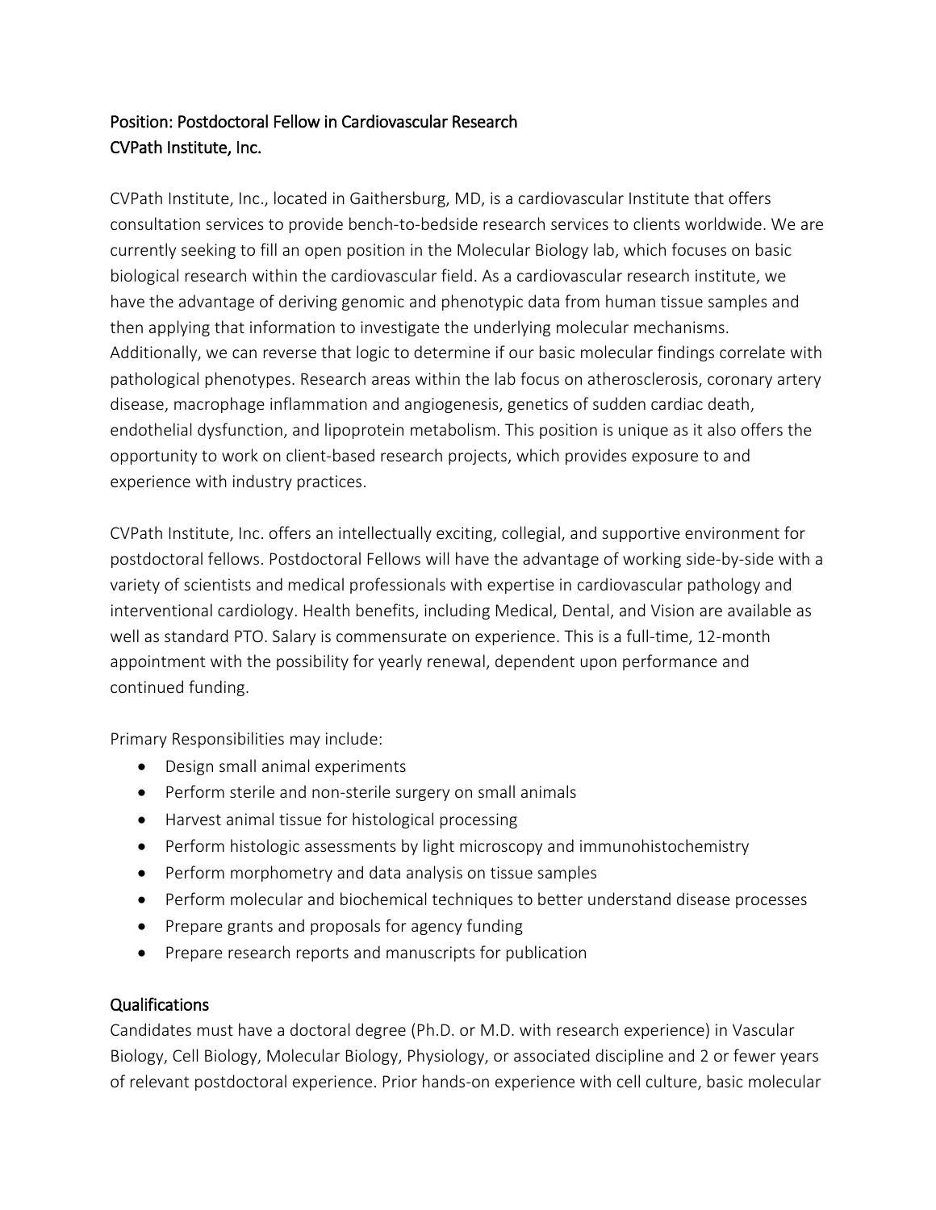Position: Postdoctoral Fellow in Cardiovascular Research
CVPath Institute, Inc.

CVPath Institute, Inc., located in Gaithersburg, MD, is a cardiovascular Institute that offers consultation services to provide bench-to-bedside research services to clients worldwide. We are currently seeking to fill an open position in the Molecular Biology lab, which focuses on basic biological research within the cardiovascular field. As a cardiovascular research institute, we have the advantage of deriving genomic and phenotypic data from human tissue samples and then applying that information to investigate the underlying molecular mechanisms. Additionally, we can reverse that logic to determine if our basic molecular findings correlate with pathological phenotypes. Research areas within the lab focus on atherosclerosis, coronary artery disease, macrophage inflammation and angiogenesis, genetics of sudden cardiac death, endothelial dysfunction, and lipoprotein metabolism. This position is unique as it also offers the opportunity to work on client-based research projects, which provides exposure to and experience with industry practices.

CVPath Institute, Inc. offers an intellectually exciting, collegial, and supportive environment for postdoctoral fellows. Postdoctoral Fellows will have the advantage of working side-by-side with a variety of scientists and medical professionals with expertise in cardiovascular pathology and interventional cardiology. Health benefits, including Medical, Dental, and Vision are available as well as standard PTO. Salary is commensurate on experience. This is a full-time, 12-month appointment with the possibility for yearly renewal, dependent upon performance and continued funding.

Primary Responsibilities may include:

- Design small animal experiments
- Perform sterile and non-sterile surgery on small animals
- Harvest animal tissue for histological processing
- Perform histologic assessments by light microscopy and immunohistochemistry
- Perform morphometry and data analysis on tissue samples
- Perform molecular and biochemical techniques to better understand disease processes
- Prepare grants and proposals for agency funding
- Prepare research reports and manuscripts for publication

## Qualifications

Candidates must have a doctoral degree (Ph.D. or M.D. with research experience) in Vascular Biology, Cell Biology, Molecular Biology, Physiology, or associated discipline and 2 or fewer years of relevant postdoctoral experience. Prior hands-on experience with cell culture, basic molecular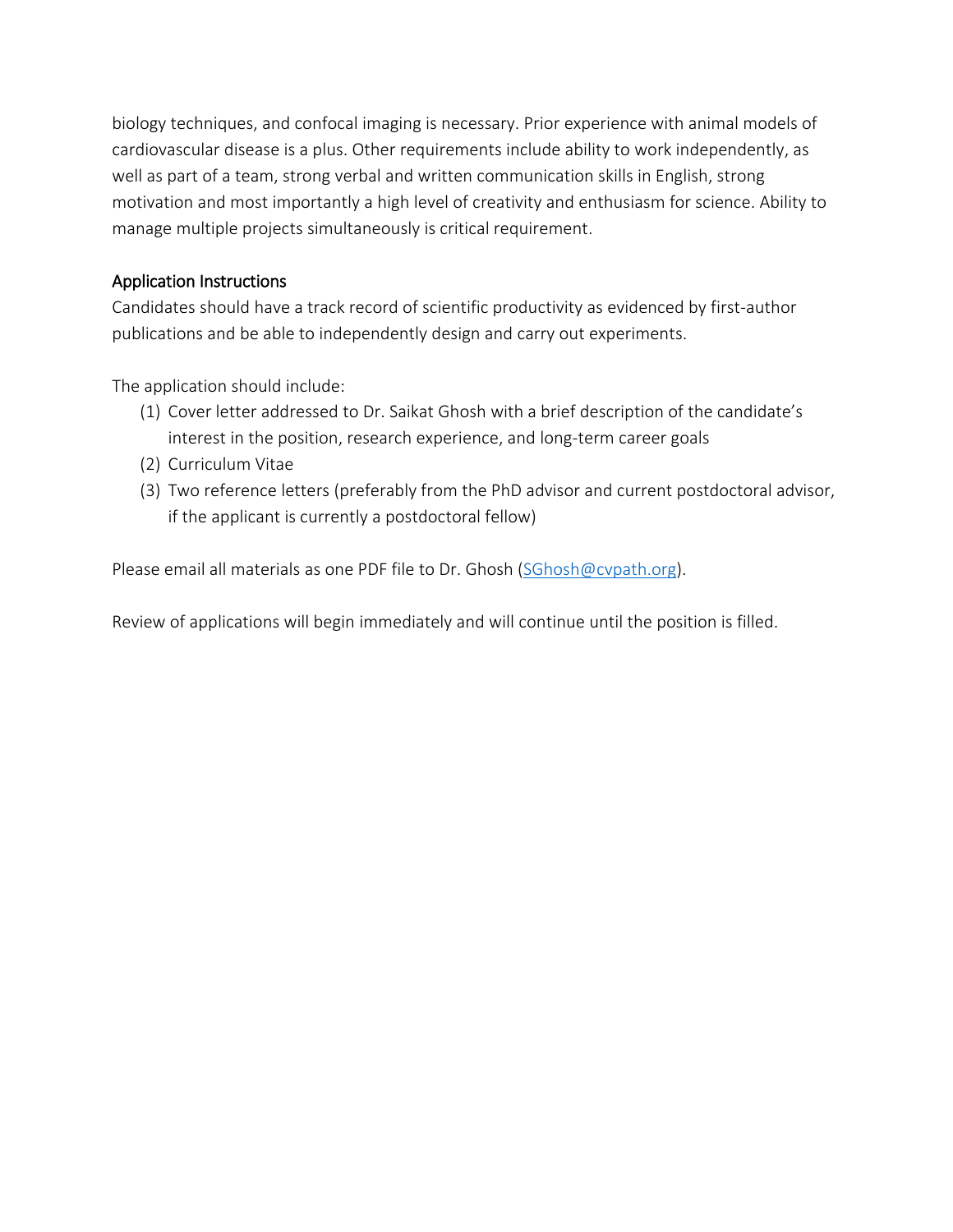biology techniques, and confocal imaging is necessary. Prior experience with animal models of cardiovascular disease is a plus. Other requirements include ability to work independently, as well as part of a team, strong verbal and written communication skills in English, strong motivation and most importantly a high level of creativity and enthusiasm for science. Ability to manage multiple projects simultaneously is critical requirement.

## Application Instructions

Candidates should have a track record of scientific productivity as evidenced by first-author publications and be able to independently design and carry out experiments.

The application should include:

(1) Cover letter addressed to Dr. Saikat Ghosh with a brief description of the candidate's interest in the position, research experience, and long-term career goals
(2) Curriculum Vitae
(3) Two reference letters (preferably from the PhD advisor and current postdoctoral advisor, if the applicant is currently a postdoctoral fellow)

Please email all materials as one PDF file to Dr. Ghosh (SGhosh@cvpath.org).

Review of applications will begin immediately and will continue until the position is filled.